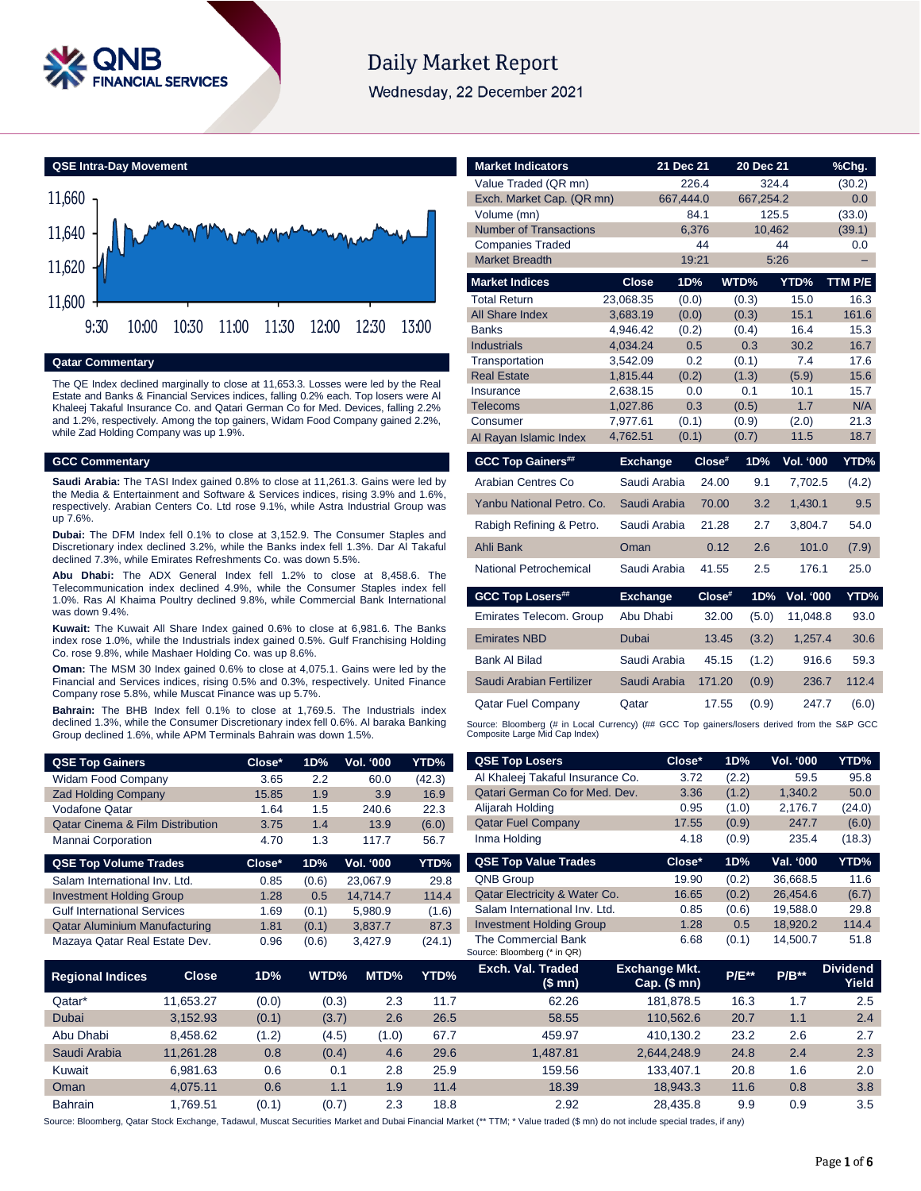# Daily Market Report

Wednesday, 22 December 2021

## QSE Intra-Day Movement

11,660
11,640
11,620
11,600
9:30 10:00 10:30 11:00 11:30 12:00 12:30 13:00

## Qatar Commentary

The QE Index declined marginally to close at 11,653.3. Losses were led by the Real Estate and Banks & Financial Services indices, falling 0.2% each. Top losers were Al Khaleej Takaful Insurance Co. and Qatari German Co for Med. Devices, falling 2.2% and 1.2%, respectively. Among the top gainers, Widam Food Company gained 2.2%, while Zad Holding Company was up 1.9%.

## GCC Commentary

**Saudi Arabia:** The TASI Index gained 0.8% to close at 11,261.3. Gains were led by the Media & Entertainment and Software & Services indices, rising 3.9% and 1.6%, respectively. Arabian Centers Co. Ltd rose 9.1%, while Astra Industrial Group was up 7.6%.

**Dubai:** The DFM Index fell 0.1% to close at 3,152.9. The Consumer Staples and Discretionary index declined 3.2%, while the Banks index fell 1.3%. Dar Al Takaful declined 7.3%, while Emirates Refreshments Co. was down 5.5%.

**Abu Dhabi:** The ADX General Index fell 1.2% to close at 8,458.6. The Telecommunication index declined 4.9%, while the Consumer Staples index fell 1.0%. Ras Al Khaima Poultry declined 9.8%, while Commercial Bank International was down 9.4%.

**Kuwait:** The Kuwait All Share Index gained 0.6% to close at 6,981.6. The Banks index rose 1.0%, while the Industrials index gained 0.5%. Gulf Franchising Holding Co. rose 9.8%, while Mashaer Holding Co. was up 8.6%.

**Oman:** The MSM 30 Index gained 0.6% to close at 4,075.1. Gains were led by the Financial and Services indices, rising 0.5% and 0.3%, respectively. United Finance Company rose 5.8%, while Muscat Finance was up 5.7%.

**Bahrain:** The BHB Index fell 0.1% to close at 1,769.5. The Industrials index declined 1.3%, while the Consumer Discretionary index fell 0.6%. Al baraka Banking Group declined 1.6%, while APM Terminals Bahrain was down 1.5%.

| Market Indicators | 21 Dec 21 | 20 Dec 21 | %Chg. |
|---|---|---|---|
| Value Traded (QR mn) | 226.4 | 324.4 | (30.2) |
| Exch. Market Cap. (QR mn) | 667,444.0 | 667,254.2 | 0.0 |
| Volume (mn) | 84.1 | 125.5 | (33.0) |
| Number of Transactions | 6,376 | 10,462 | (39.1) |
| Companies Traded | 44 | 44 | 0.0 |
| Market Breadth | 19:21 | 5:26 | – |

| Market Indices | Close | 1D% | WTD% | YTD% | TTM P/E |
|---|---|---|---|---|---|
| Total Return | 23,068.35 | (0.0) | (0.3) | 15.0 | 16.3 |
| All Share Index | 3,683.19 | (0.0) | (0.3) | 15.1 | 161.6 |
| Banks | 4,946.42 | (0.2) | (0.4) | 16.4 | 15.3 |
| Industrials | 4,034.24 | 0.5 | 0.3 | 30.2 | 16.7 |
| Transportation | 3,542.09 | 0.2 | (0.1) | 7.4 | 17.6 |
| Real Estate | 1,815.44 | (0.2) | (1.3) | (5.9) | 15.6 |
| Insurance | 2,638.15 | 0.0 | 0.1 | 10.1 | 15.7 |
| Telecoms | 1,027.86 | 0.3 | (0.5) | 1.7 | N/A |
| Consumer | 7,977.61 | (0.1) | (0.9) | (2.0) | 21.3 |
| Al Rayan Islamic Index | 4,762.51 | (0.1) | (0.7) | 11.5 | 18.7 |

| GCC Top Gainers## | Exchange | Close# | 1D% | Vol. '000 | YTD% |
|---|---|---|---|---|---|
| Arabian Centres Co | Saudi Arabia | 24.00 | 9.1 | 7,702.5 | (4.2) |
| Yanbu National Petro. Co. | Saudi Arabia | 70.00 | 3.2 | 1,430.1 | 9.5 |
| Rabigh Refining & Petro. | Saudi Arabia | 21.28 | 2.7 | 3,804.7 | 54.0 |
| Ahli Bank | Oman | 0.12 | 2.6 | 101.0 | (7.9) |
| National Petrochemical | Saudi Arabia | 41.55 | 2.5 | 176.1 | 25.0 |

| GCC Top Losers## | Exchange | Close# | 1D% | Vol. '000 | YTD% |
|---|---|---|---|---|---|
| Emirates Telecom. Group | Abu Dhabi | 32.00 | (5.0) | 11,048.8 | 93.0 |
| Emirates NBD | Dubai | 13.45 | (3.2) | 1,257.4 | 30.6 |
| Bank Al Bilad | Saudi Arabia | 45.15 | (1.2) | 916.6 | 59.3 |
| Saudi Arabian Fertilizer | Saudi Arabia | 171.20 | (0.9) | 236.7 | 112.4 |
| Qatar Fuel Company | Qatar | 17.55 | (0.9) | 247.7 | (6.0) |

Source: Bloomberg (# in Local Currency) (## GCC Top gainers/losers derived from the S&P GCC Composite Large Mid Cap Index)

| QSE Top Gainers | Close* | 1D% | Vol. '000 | YTD% |
|---|---|---|---|---|
| Widam Food Company | 3.65 | 2.2 | 60.0 | (42.3) |
| Zad Holding Company | 15.85 | 1.9 | 3.9 | 16.9 |
| Vodafone Qatar | 1.64 | 1.5 | 240.6 | 22.3 |
| Qatar Cinema & Film Distribution | 3.75 | 1.4 | 13.9 | (6.0) |
| Mannai Corporation | 4.70 | 1.3 | 117.7 | 56.7 |

| QSE Top Losers | Close* | 1D% | Vol. '000 | YTD% |
|---|---|---|---|---|
| Al Khaleej Takaful Insurance Co. | 3.72 | (2.2) | 59.5 | 95.8 |
| Qatari German Co for Med. Dev. | 3.36 | (1.2) | 1,340.2 | 50.0 |
| Alijarah Holding | 0.95 | (1.0) | 2,176.7 | (24.0) |
| Qatar Fuel Company | 17.55 | (0.9) | 247.7 | (6.0) |
| Inma Holding | 4.18 | (0.9) | 235.4 | (18.3) |

| QSE Top Volume Trades | Close* | 1D% | Vol. '000 | YTD% |
|---|---|---|---|---|
| Salam International Inv. Ltd. | 0.85 | (0.6) | 23,067.9 | 29.8 |
| Investment Holding Group | 1.28 | 0.5 | 14,714.7 | 114.4 |
| Gulf International Services | 1.69 | (0.1) | 5,980.9 | (1.6) |
| Qatar Aluminium Manufacturing | 1.81 | (0.1) | 3,837.7 | 87.3 |
| Mazaya Qatar Real Estate Dev. | 0.96 | (0.6) | 3,427.9 | (24.1) |

| QSE Top Value Trades | Close* | 1D% | Val. '000 | YTD% |
|---|---|---|---|---|
| QNB Group | 19.90 | (0.2) | 36,668.5 | 11.6 |
| Qatar Electricity & Water Co. | 16.65 | (0.2) | 26,454.6 | (6.7) |
| Salam International Inv. Ltd. | 0.85 | (0.6) | 19,588.0 | 29.8 |
| Investment Holding Group | 1.28 | 0.5 | 18,920.2 | 114.4 |
| The Commercial Bank | 6.68 | (0.1) | 14,500.7 | 51.8 |

Source: Bloomberg (* in QR)

| Regional Indices | Close | 1D% | WTD% | MTD% | YTD% | Exch. Val. Traded ($ mn) | Exchange Mkt. Cap. ($ mn) | P/E** | P/B** | Dividend Yield |
|---|---|---|---|---|---|---|---|---|---|---|
| Qatar* | 11,653.27 | (0.0) | (0.3) | 2.3 | 11.7 | 62.26 | 181,878.5 | 16.3 | 1.7 | 2.5 |
| Dubai | 3,152.93 | (0.1) | (3.7) | 2.6 | 26.5 | 58.55 | 110,562.6 | 20.7 | 1.1 | 2.4 |
| Abu Dhabi | 8,458.62 | (1.2) | (4.5) | (1.0) | 67.7 | 459.97 | 410,130.2 | 23.2 | 2.6 | 2.7 |
| Saudi Arabia | 11,261.28 | 0.8 | (0.4) | 4.6 | 29.6 | 1,487.81 | 2,644,248.9 | 24.8 | 2.4 | 2.3 |
| Kuwait | 6,981.63 | 0.6 | 0.1 | 2.8 | 25.9 | 159.56 | 133,407.1 | 20.8 | 1.6 | 2.0 |
| Oman | 4,075.11 | 0.6 | 1.1 | 1.9 | 11.4 | 18.39 | 18,943.3 | 11.6 | 0.8 | 3.8 |
| Bahrain | 1,769.51 | (0.1) | (0.7) | 2.3 | 18.8 | 2.92 | 28,435.8 | 9.9 | 0.9 | 3.5 |

Source: Bloomberg, Qatar Stock Exchange, Tadawul, Muscat Securities Market and Dubai Financial Market (** TTM; * Value traded ($ mn) do not include special trades, if any)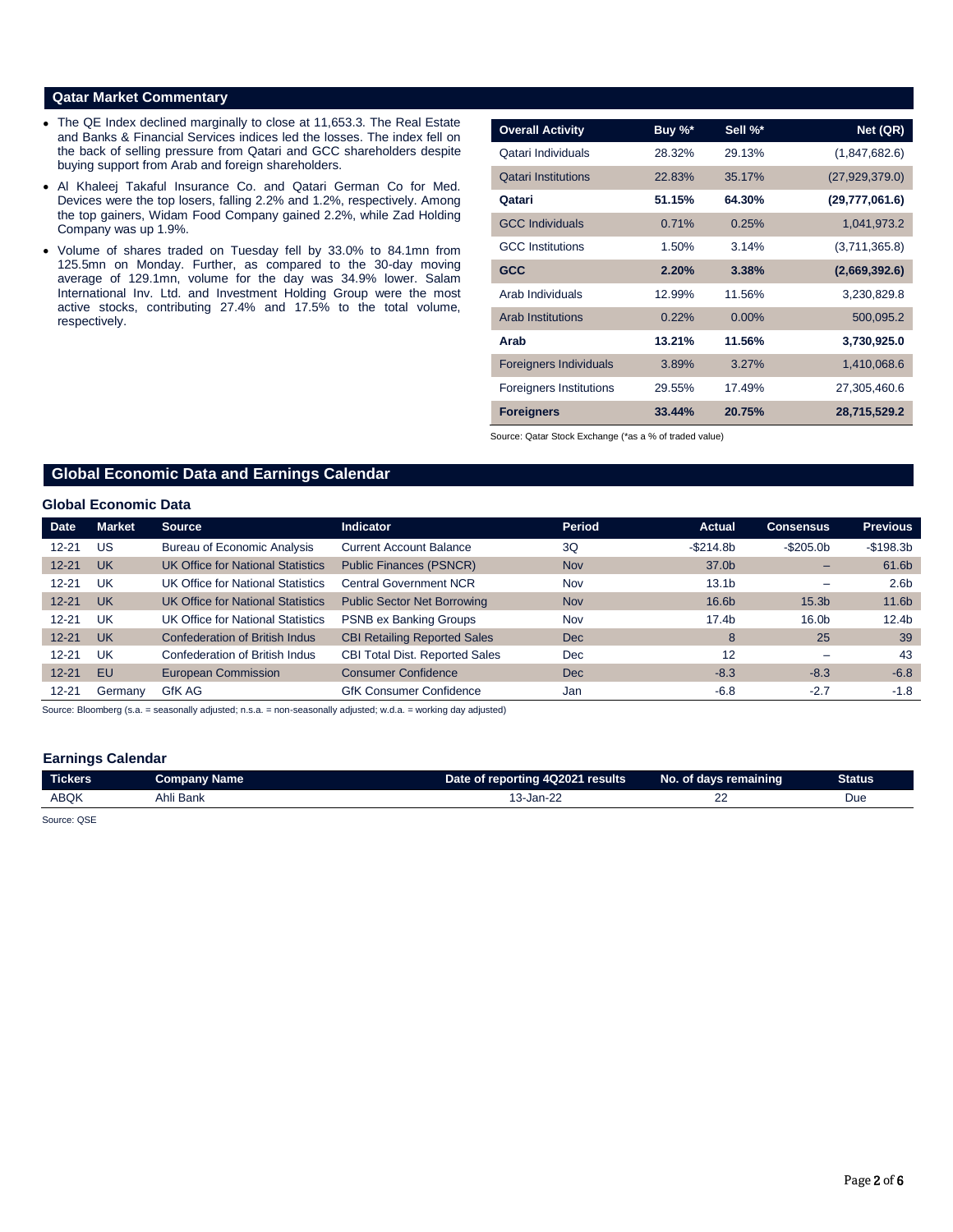## Qatar Market Commentary

- The QE Index declined marginally to close at 11,653.3. The Real Estate and Banks & Financial Services indices led the losses. The index fell on the back of selling pressure from Qatari and GCC shareholders despite buying support from Arab and foreign shareholders.
- Al Khaleej Takaful Insurance Co. and Qatari German Co for Med. Devices were the top losers, falling 2.2% and 1.2%, respectively. Among the top gainers, Widam Food Company gained 2.2%, while Zad Holding Company was up 1.9%.
- Volume of shares traded on Tuesday fell by 33.0% to 84.1mn from 125.5mn on Monday. Further, as compared to the 30-day moving average of 129.1mn, volume for the day was 34.9% lower. Salam International Inv. Ltd. and Investment Holding Group were the most active stocks, contributing 27.4% and 17.5% to the total volume, respectively.

| Overall Activity | Buy %* | Sell %* | Net (QR) |
|---|---|---|---|
| Qatari Individuals | 28.32% | 29.13% | (1,847,682.6) |
| Qatari Institutions | 22.83% | 35.17% | (27,929,379.0) |
| **Qatari** | **51.15%** | **64.30%** | **(29,777,061.6)** |
| GCC Individuals | 0.71% | 0.25% | 1,041,973.2 |
| GCC Institutions | 1.50% | 3.14% | (3,711,365.8) |
| **GCC** | **2.20%** | **3.38%** | **(2,669,392.6)** |
| Arab Individuals | 12.99% | 11.56% | 3,230,829.8 |
| Arab Institutions | 0.22% | 0.00% | 500,095.2 |
| **Arab** | **13.21%** | **11.56%** | **3,730,925.0** |
| Foreigners Individuals | 3.89% | 3.27% | 1,410,068.6 |
| Foreigners Institutions | 29.55% | 17.49% | 27,305,460.6 |
| **Foreigners** | **33.44%** | **20.75%** | **28,715,529.2** |

Source: Qatar Stock Exchange (*as a % of traded value)

## Global Economic Data and Earnings Calendar

### Global Economic Data

| Date | Market | Source | Indicator | Period | Actual | Consensus | Previous |
|---|---|---|---|---|---|---|---|
| 12-21 | US | Bureau of Economic Analysis | Current Account Balance | 3Q | -$214.8b | -$205.0b | -$198.3b |
| 12-21 | UK | UK Office for National Statistics | Public Finances (PSNCR) | Nov | 37.0b | – | 61.6b |
| 12-21 | UK | UK Office for National Statistics | Central Government NCR | Nov | 13.1b | – | 2.6b |
| 12-21 | UK | UK Office for National Statistics | Public Sector Net Borrowing | Nov | 16.6b | 15.3b | 11.6b |
| 12-21 | UK | UK Office for National Statistics | PSNB ex Banking Groups | Nov | 17.4b | 16.0b | 12.4b |
| 12-21 | UK | Confederation of British Indus | CBI Retailing Reported Sales | Dec | 8 | 25 | 39 |
| 12-21 | UK | Confederation of British Indus | CBI Total Dist. Reported Sales | Dec | 12 | – | 43 |
| 12-21 | EU | European Commission | Consumer Confidence | Dec | -8.3 | -8.3 | -6.8 |
| 12-21 | Germany | GfK AG | GfK Consumer Confidence | Jan | -6.8 | -2.7 | -1.8 |

Source: Bloomberg (s.a. = seasonally adjusted; n.s.a. = non-seasonally adjusted; w.d.a. = working day adjusted)

### Earnings Calendar

| Tickers | Company Name | Date of reporting 4Q2021 results | No. of days remaining | Status |
|---|---|---|---|---|
| ABQK | Ahli Bank | 13-Jan-22 | 22 | Due |

Source: QSE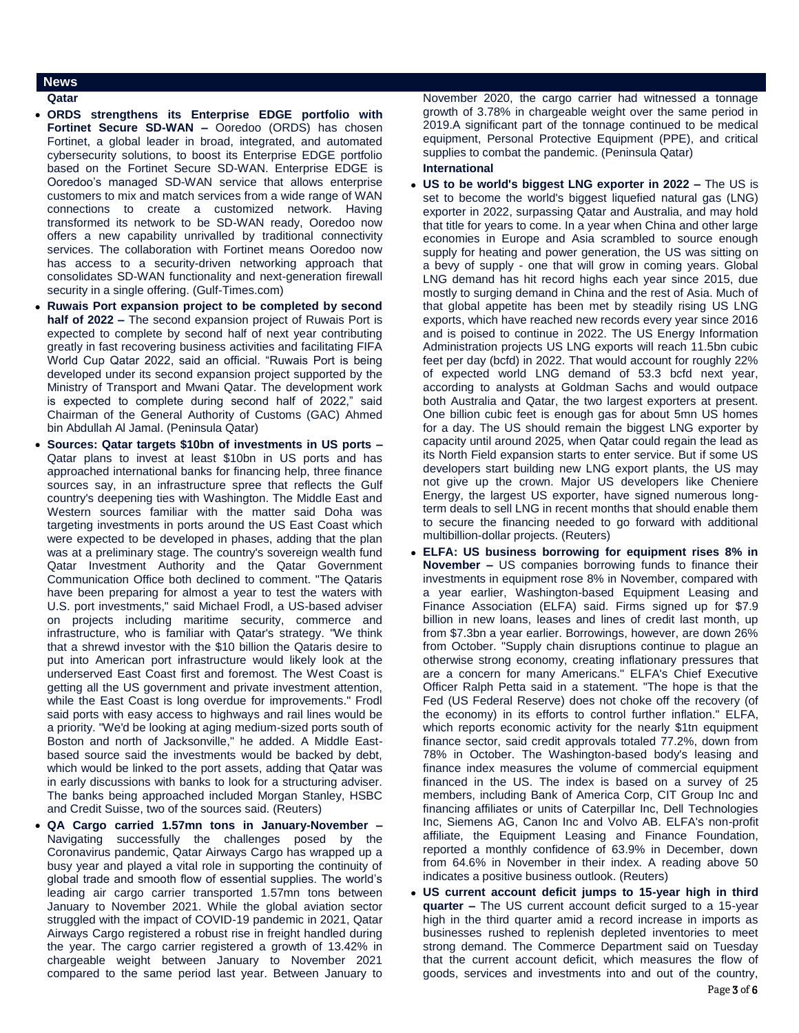## News

### Qatar

- **ORDS strengthens its Enterprise EDGE portfolio with Fortinet Secure SD-WAN –** Ooredoo (ORDS) has chosen Fortinet, a global leader in broad, integrated, and automated cybersecurity solutions, to boost its Enterprise EDGE portfolio based on the Fortinet Secure SD-WAN. Enterprise EDGE is Ooredoo's managed SD-WAN service that allows enterprise customers to mix and match services from a wide range of WAN connections to create a customized network. Having transformed its network to be SD-WAN ready, Ooredoo now offers a new capability unrivalled by traditional connectivity services. The collaboration with Fortinet means Ooredoo now has access to a security-driven networking approach that consolidates SD-WAN functionality and next-generation firewall security in a single offering. (Gulf-Times.com)
- **Ruwais Port expansion project to be completed by second half of 2022 –** The second expansion project of Ruwais Port is expected to complete by second half of next year contributing greatly in fast recovering business activities and facilitating FIFA World Cup Qatar 2022, said an official. "Ruwais Port is being developed under its second expansion project supported by the Ministry of Transport and Mwani Qatar. The development work is expected to complete during second half of 2022," said Chairman of the General Authority of Customs (GAC) Ahmed bin Abdullah Al Jamal. (Peninsula Qatar)
- **Sources: Qatar targets $10bn of investments in US ports –** Qatar plans to invest at least $10bn in US ports and has approached international banks for financing help, three finance sources say, in an infrastructure spree that reflects the Gulf country's deepening ties with Washington. The Middle East and Western sources familiar with the matter said Doha was targeting investments in ports around the US East Coast which were expected to be developed in phases, adding that the plan was at a preliminary stage. The country's sovereign wealth fund Qatar Investment Authority and the Qatar Government Communication Office both declined to comment. "The Qataris have been preparing for almost a year to test the waters with U.S. port investments," said Michael Frodl, a US-based adviser on projects including maritime security, commerce and infrastructure, who is familiar with Qatar's strategy. "We think that a shrewd investor with the $10 billion the Qataris desire to put into American port infrastructure would likely look at the underserved East Coast first and foremost. The West Coast is getting all the US government and private investment attention, while the East Coast is long overdue for improvements." Frodl said ports with easy access to highways and rail lines would be a priority. "We'd be looking at aging medium-sized ports south of Boston and north of Jacksonville," he added. A Middle East-based source said the investments would be backed by debt, which would be linked to the port assets, adding that Qatar was in early discussions with banks to look for a structuring adviser. The banks being approached included Morgan Stanley, HSBC and Credit Suisse, two of the sources said. (Reuters)
- **QA Cargo carried 1.57mn tons in January-November –** Navigating successfully the challenges posed by the Coronavirus pandemic, Qatar Airways Cargo has wrapped up a busy year and played a vital role in supporting the continuity of global trade and smooth flow of essential supplies. The world's leading air cargo carrier transported 1.57mn tons between January to November 2021. While the global aviation sector struggled with the impact of COVID-19 pandemic in 2021, Qatar Airways Cargo registered a robust rise in freight handled during the year. The cargo carrier registered a growth of 13.42% in chargeable weight between January to November 2021 compared to the same period last year. Between January to November 2020, the cargo carrier had witnessed a tonnage growth of 3.78% in chargeable weight over the same period in 2019.A significant part of the tonnage continued to be medical equipment, Personal Protective Equipment (PPE), and critical supplies to combat the pandemic. (Peninsula Qatar)

### International

- **US to be world's biggest LNG exporter in 2022 –** The US is set to become the world's biggest liquefied natural gas (LNG) exporter in 2022, surpassing Qatar and Australia, and may hold that title for years to come. In a year when China and other large economies in Europe and Asia scrambled to source enough supply for heating and power generation, the US was sitting on a bevy of supply - one that will grow in coming years. Global LNG demand has hit record highs each year since 2015, due mostly to surging demand in China and the rest of Asia. Much of that global appetite has been met by steadily rising US LNG exports, which have reached new records every year since 2016 and is poised to continue in 2022. The US Energy Information Administration projects US LNG exports will reach 11.5bn cubic feet per day (bcfd) in 2022. That would account for roughly 22% of expected world LNG demand of 53.3 bcfd next year, according to analysts at Goldman Sachs and would outpace both Australia and Qatar, the two largest exporters at present. One billion cubic feet is enough gas for about 5mn US homes for a day. The US should remain the biggest LNG exporter by capacity until around 2025, when Qatar could regain the lead as its North Field expansion starts to enter service. But if some US developers start building new LNG export plants, the US may not give up the crown. Major US developers like Cheniere Energy, the largest US exporter, have signed numerous long-term deals to sell LNG in recent months that should enable them to secure the financing needed to go forward with additional multibillion-dollar projects. (Reuters)
- **ELFA: US business borrowing for equipment rises 8% in November –** US companies borrowing funds to finance their investments in equipment rose 8% in November, compared with a year earlier, Washington-based Equipment Leasing and Finance Association (ELFA) said. Firms signed up for $7.9 billion in new loans, leases and lines of credit last month, up from $7.3bn a year earlier. Borrowings, however, are down 26% from October. "Supply chain disruptions continue to plague an otherwise strong economy, creating inflationary pressures that are a concern for many Americans." ELFA's Chief Executive Officer Ralph Petta said in a statement. "The hope is that the Fed (US Federal Reserve) does not choke off the recovery (of the economy) in its efforts to control further inflation." ELFA, which reports economic activity for the nearly $1tn equipment finance sector, said credit approvals totaled 77.2%, down from 78% in October. The Washington-based body's leasing and finance index measures the volume of commercial equipment financed in the US. The index is based on a survey of 25 members, including Bank of America Corp, CIT Group Inc and financing affiliates or units of Caterpillar Inc, Dell Technologies Inc, Siemens AG, Canon Inc and Volvo AB. ELFA's non-profit affiliate, the Equipment Leasing and Finance Foundation, reported a monthly confidence of 63.9% in December, down from 64.6% in November in their index. A reading above 50 indicates a positive business outlook. (Reuters)
- **US current account deficit jumps to 15-year high in third quarter –** The US current account deficit surged to a 15-year high in the third quarter amid a record increase in imports as businesses rushed to replenish depleted inventories to meet strong demand. The Commerce Department said on Tuesday that the current account deficit, which measures the flow of goods, services and investments into and out of the country,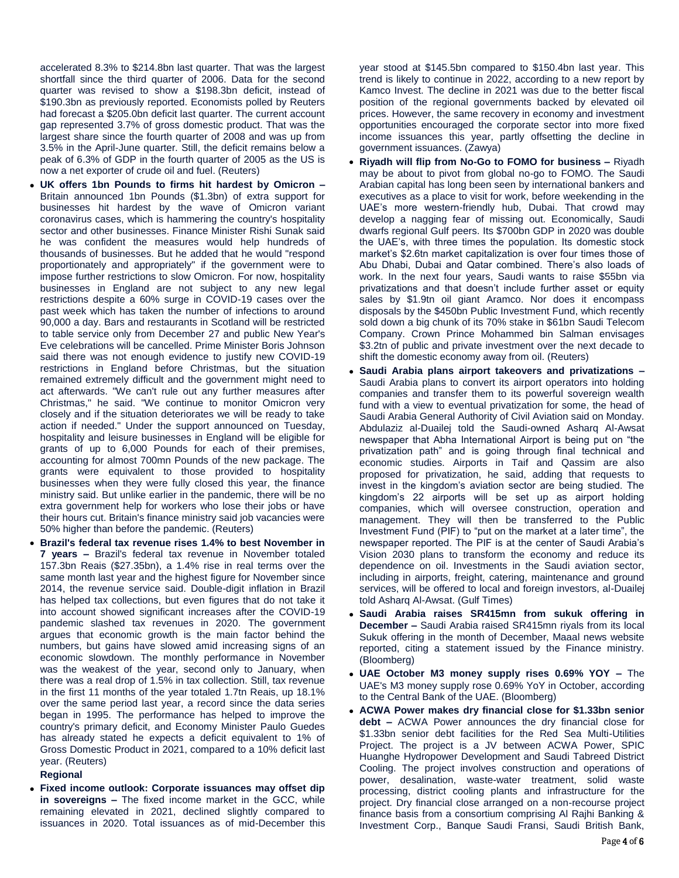accelerated 8.3% to $214.8bn last quarter. That was the largest shortfall since the third quarter of 2006. Data for the second quarter was revised to show a $198.3bn deficit, instead of $190.3bn as previously reported. Economists polled by Reuters had forecast a $205.0bn deficit last quarter. The current account gap represented 3.7% of gross domestic product. That was the largest share since the fourth quarter of 2008 and was up from 3.5% in the April-June quarter. Still, the deficit remains below a peak of 6.3% of GDP in the fourth quarter of 2005 as the US is now a net exporter of crude oil and fuel. (Reuters)

- **UK offers 1bn Pounds to firms hit hardest by Omicron –** Britain announced 1bn Pounds ($1.3bn) of extra support for businesses hit hardest by the wave of Omicron variant coronavirus cases, which is hammering the country's hospitality sector and other businesses. Finance Minister Rishi Sunak said he was confident the measures would help hundreds of thousands of businesses. But he added that he would "respond proportionately and appropriately" if the government were to impose further restrictions to slow Omicron. For now, hospitality businesses in England are not subject to any new legal restrictions despite a 60% surge in COVID-19 cases over the past week which has taken the number of infections to around 90,000 a day. Bars and restaurants in Scotland will be restricted to table service only from December 27 and public New Year's Eve celebrations will be cancelled. Prime Minister Boris Johnson said there was not enough evidence to justify new COVID-19 restrictions in England before Christmas, but the situation remained extremely difficult and the government might need to act afterwards. "We can't rule out any further measures after Christmas," he said. "We continue to monitor Omicron very closely and if the situation deteriorates we will be ready to take action if needed." Under the support announced on Tuesday, hospitality and leisure businesses in England will be eligible for grants of up to 6,000 Pounds for each of their premises, accounting for almost 700mn Pounds of the new package. The grants were equivalent to those provided to hospitality businesses when they were fully closed this year, the finance ministry said. But unlike earlier in the pandemic, there will be no extra government help for workers who lose their jobs or have their hours cut. Britain's finance ministry said job vacancies were 50% higher than before the pandemic. (Reuters)
- **Brazil's federal tax revenue rises 1.4% to best November in 7 years –** Brazil's federal tax revenue in November totaled 157.3bn Reais ($27.35bn), a 1.4% rise in real terms over the same month last year and the highest figure for November since 2014, the revenue service said. Double-digit inflation in Brazil has helped tax collections, but even figures that do not take it into account showed significant increases after the COVID-19 pandemic slashed tax revenues in 2020. The government argues that economic growth is the main factor behind the numbers, but gains have slowed amid increasing signs of an economic slowdown. The monthly performance in November was the weakest of the year, second only to January, when there was a real drop of 1.5% in tax collection. Still, tax revenue in the first 11 months of the year totaled 1.7tn Reais, up 18.1% over the same period last year, a record since the data series began in 1995. The performance has helped to improve the country's primary deficit, and Economy Minister Paulo Guedes has already stated he expects a deficit equivalent to 1% of Gross Domestic Product in 2021, compared to a 10% deficit last year. (Reuters)

**Regional**

- **Fixed income outlook: Corporate issuances may offset dip in sovereigns –** The fixed income market in the GCC, while remaining elevated in 2021, declined slightly compared to issuances in 2020. Total issuances as of mid-December this year stood at $145.5bn compared to $150.4bn last year. This trend is likely to continue in 2022, according to a new report by Kamco Invest. The decline in 2021 was due to the better fiscal position of the regional governments backed by elevated oil prices. However, the same recovery in economy and investment opportunities encouraged the corporate sector into more fixed income issuances this year, partly offsetting the decline in government issuances. (Zawya)
- **Riyadh will flip from No-Go to FOMO for business –** Riyadh may be about to pivot from global no-go to FOMO. The Saudi Arabian capital has long been seen by international bankers and executives as a place to visit for work, before weekending in the UAE's more western-friendly hub, Dubai. That crowd may develop a nagging fear of missing out. Economically, Saudi dwarfs regional Gulf peers. Its $700bn GDP in 2020 was double the UAE's, with three times the population. Its domestic stock market's $2.6tn market capitalization is over four times those of Abu Dhabi, Dubai and Qatar combined. There's also loads of work. In the next four years, Saudi wants to raise $55bn via privatizations and that doesn't include further asset or equity sales by $1.9tn oil giant Aramco. Nor does it encompass disposals by the $450bn Public Investment Fund, which recently sold down a big chunk of its 70% stake in $61bn Saudi Telecom Company. Crown Prince Mohammed bin Salman envisages $3.2tn of public and private investment over the next decade to shift the domestic economy away from oil. (Reuters)
- **Saudi Arabia plans airport takeovers and privatizations –** Saudi Arabia plans to convert its airport operators into holding companies and transfer them to its powerful sovereign wealth fund with a view to eventual privatization for some, the head of Saudi Arabia General Authority of Civil Aviation said on Monday. Abdulaziz al-Duailej told the Saudi-owned Asharq Al-Awsat newspaper that Abha International Airport is being put on "the privatization path" and is going through final technical and economic studies. Airports in Taif and Qassim are also proposed for privatization, he said, adding that requests to invest in the kingdom's aviation sector are being studied. The kingdom's 22 airports will be set up as airport holding companies, which will oversee construction, operation and management. They will then be transferred to the Public Investment Fund (PIF) to "put on the market at a later time", the newspaper reported. The PIF is at the center of Saudi Arabia's Vision 2030 plans to transform the economy and reduce its dependence on oil. Investments in the Saudi aviation sector, including in airports, freight, catering, maintenance and ground services, will be offered to local and foreign investors, al-Duailej told Asharq Al-Awsat. (Gulf Times)
- **Saudi Arabia raises SR415mn from sukuk offering in December –** Saudi Arabia raised SR415mn riyals from its local Sukuk offering in the month of December, Maaal news website reported, citing a statement issued by the Finance ministry. (Bloomberg)
- **UAE October M3 money supply rises 0.69% YOY –** The UAE's M3 money supply rose 0.69% YoY in October, according to the Central Bank of the UAE. (Bloomberg)
- **ACWA Power makes dry financial close for $1.33bn senior debt –** ACWA Power announces the dry financial close for $1.33bn senior debt facilities for the Red Sea Multi-Utilities Project. The project is a JV between ACWA Power, SPIC Huanghe Hydropower Development and Saudi Tabreed District Cooling. The project involves construction and operations of power, desalination, waste-water treatment, solid waste processing, district cooling plants and infrastructure for the project. Dry financial close arranged on a non-recourse project finance basis from a consortium comprising Al Rajhi Banking & Investment Corp., Banque Saudi Fransi, Saudi British Bank,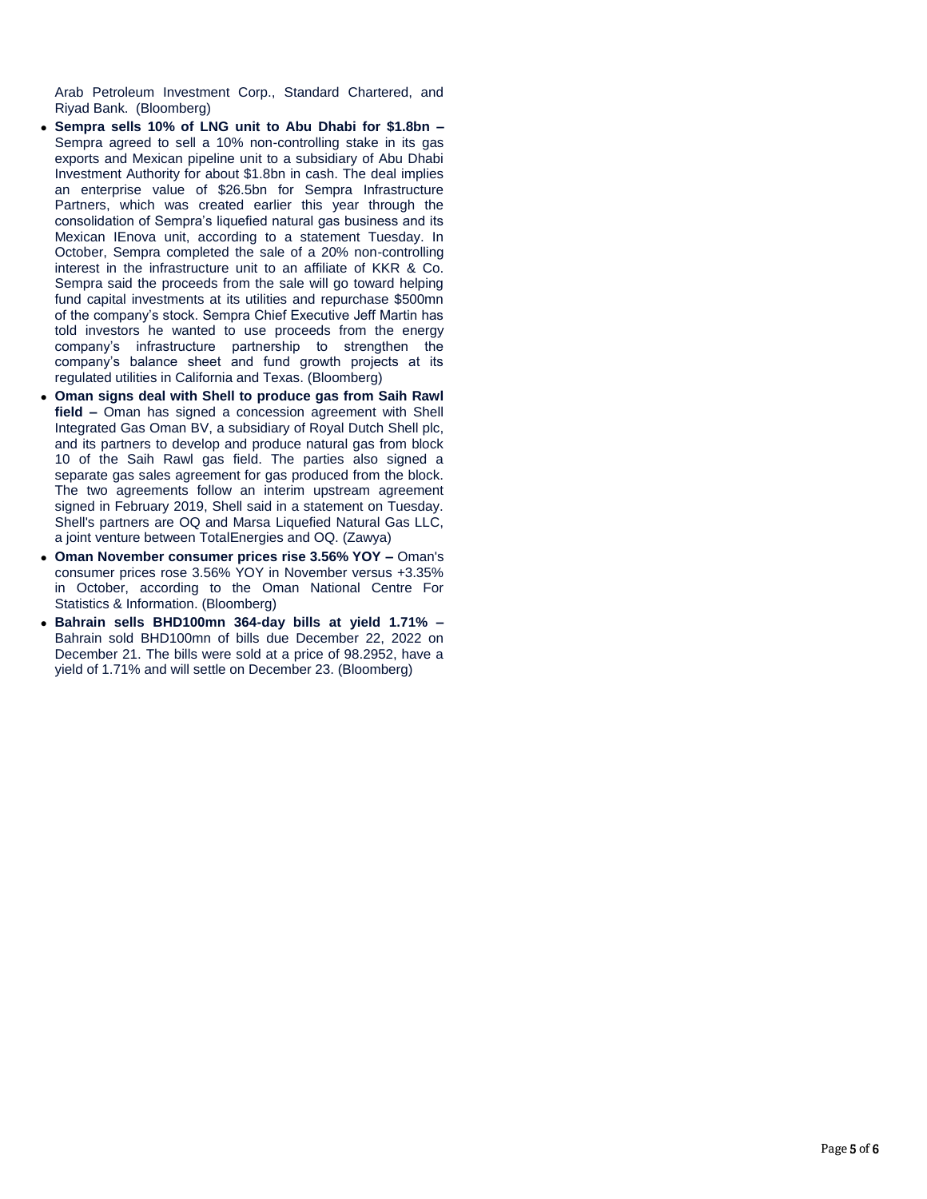Arab Petroleum Investment Corp., Standard Chartered, and Riyad Bank. (Bloomberg)

- **Sempra sells 10% of LNG unit to Abu Dhabi for $1.8bn –** Sempra agreed to sell a 10% non-controlling stake in its gas exports and Mexican pipeline unit to a subsidiary of Abu Dhabi Investment Authority for about $1.8bn in cash. The deal implies an enterprise value of $26.5bn for Sempra Infrastructure Partners, which was created earlier this year through the consolidation of Sempra's liquefied natural gas business and its Mexican IEnova unit, according to a statement Tuesday. In October, Sempra completed the sale of a 20% non-controlling interest in the infrastructure unit to an affiliate of KKR & Co. Sempra said the proceeds from the sale will go toward helping fund capital investments at its utilities and repurchase $500mn of the company's stock. Sempra Chief Executive Jeff Martin has told investors he wanted to use proceeds from the energy company's infrastructure partnership to strengthen the company's balance sheet and fund growth projects at its regulated utilities in California and Texas. (Bloomberg)
- **Oman signs deal with Shell to produce gas from Saih Rawl field –** Oman has signed a concession agreement with Shell Integrated Gas Oman BV, a subsidiary of Royal Dutch Shell plc, and its partners to develop and produce natural gas from block 10 of the Saih Rawl gas field. The parties also signed a separate gas sales agreement for gas produced from the block. The two agreements follow an interim upstream agreement signed in February 2019, Shell said in a statement on Tuesday. Shell's partners are OQ and Marsa Liquefied Natural Gas LLC, a joint venture between TotalEnergies and OQ. (Zawya)
- **Oman November consumer prices rise 3.56% YOY –** Oman's consumer prices rose 3.56% YOY in November versus +3.35% in October, according to the Oman National Centre For Statistics & Information. (Bloomberg)
- **Bahrain sells BHD100mn 364-day bills at yield 1.71% –** Bahrain sold BHD100mn of bills due December 22, 2022 on December 21. The bills were sold at a price of 98.2952, have a yield of 1.71% and will settle on December 23. (Bloomberg)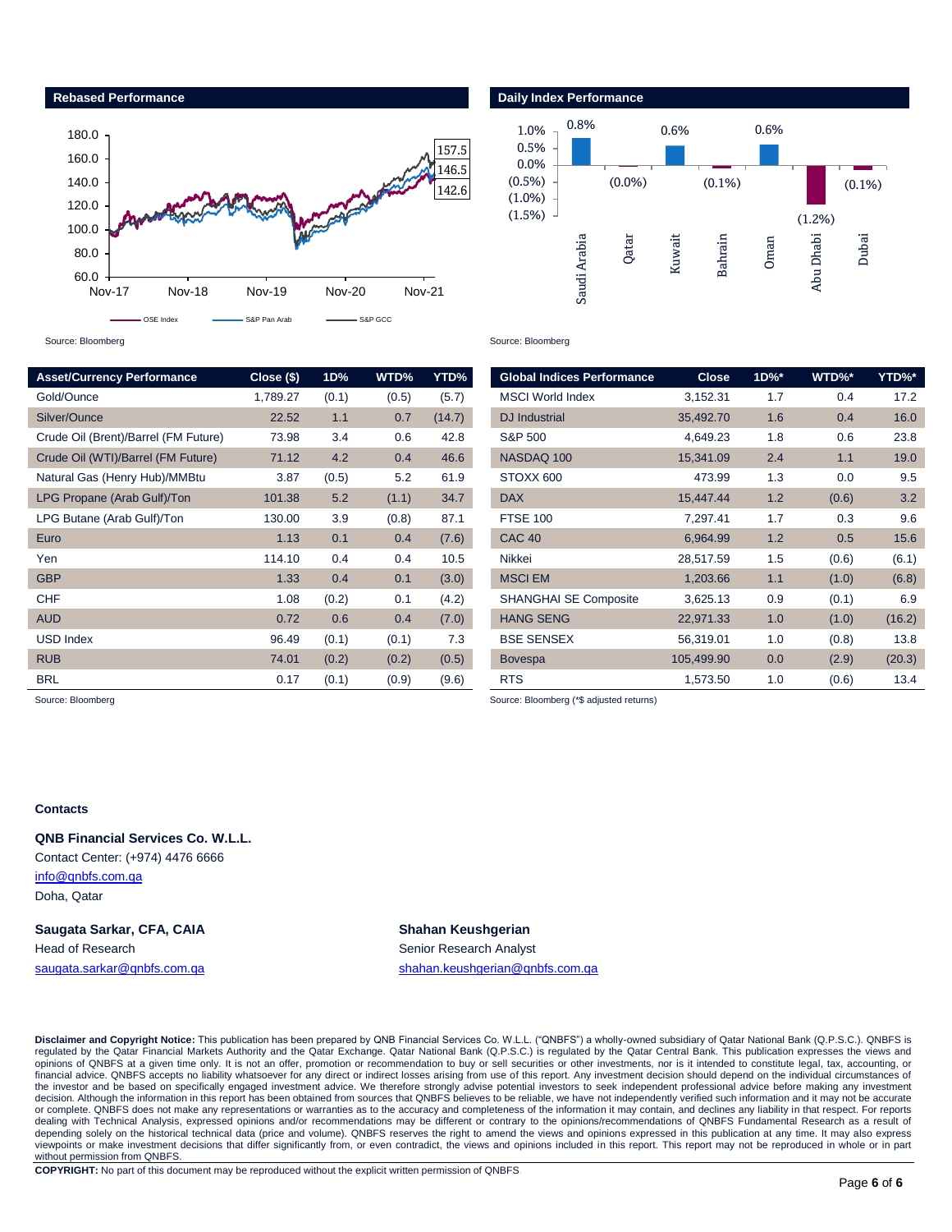**Rebased Performance**

180.0
160.0
140.0
120.0
100.0
80.0
60.0

Nov-17 Nov-18 Nov-19 Nov-20 Nov-21

157.5
146.5
142.6

OSE Index  S&P Pan Arab  S&P GCC

Source: Bloomberg

**Daily Index Performance**

1.0%
0.5%
0.0%
(0.5%)
(1.0%)
(1.5%)

0.8% (0.0%) 0.6% (0.1%) 0.6% (1.2%) (0.1%)

Saudi Arabia Qatar Kuwait Bahrain Oman Abu Dhabi Dubai

Source: Bloomberg

| Asset/Currency Performance | Close ($) | 1D% | WTD% | YTD% |
|---|---|---|---|---|
| Gold/Ounce | 1,789.27 | (0.1) | (0.5) | (5.7) |
| Silver/Ounce | 22.52 | 1.1 | 0.7 | (14.7) |
| Crude Oil (Brent)/Barrel (FM Future) | 73.98 | 3.4 | 0.6 | 42.8 |
| Crude Oil (WTI)/Barrel (FM Future) | 71.12 | 4.2 | 0.4 | 46.6 |
| Natural Gas (Henry Hub)/MMBtu | 3.87 | (0.5) | 5.2 | 61.9 |
| LPG Propane (Arab Gulf)/Ton | 101.38 | 5.2 | (1.1) | 34.7 |
| LPG Butane (Arab Gulf)/Ton | 130.00 | 3.9 | (0.8) | 87.1 |
| Euro | 1.13 | 0.1 | 0.4 | (7.6) |
| Yen | 114.10 | 0.4 | 0.4 | 10.5 |
| GBP | 1.33 | 0.4 | 0.1 | (3.0) |
| CHF | 1.08 | (0.2) | 0.1 | (4.2) |
| AUD | 0.72 | 0.6 | 0.4 | (7.0) |
| USD Index | 96.49 | (0.1) | (0.1) | 7.3 |
| RUB | 74.01 | (0.2) | (0.2) | (0.5) |
| BRL | 0.17 | (0.1) | (0.9) | (9.6) |

Source: Bloomberg

| Global Indices Performance | Close | 1D%* | WTD%* | YTD%* |
|---|---|---|---|---|
| MSCI World Index | 3,152.31 | 1.7 | 0.4 | 17.2 |
| DJ Industrial | 35,492.70 | 1.6 | 0.4 | 16.0 |
| S&P 500 | 4,649.23 | 1.8 | 0.6 | 23.8 |
| NASDAQ 100 | 15,341.09 | 2.4 | 1.1 | 19.0 |
| STOXX 600 | 473.99 | 1.3 | 0.0 | 9.5 |
| DAX | 15,447.44 | 1.2 | (0.6) | 3.2 |
| FTSE 100 | 7,297.41 | 1.7 | 0.3 | 9.6 |
| CAC 40 | 6,964.99 | 1.2 | 0.5 | 15.6 |
| Nikkei | 28,517.59 | 1.5 | (0.6) | (6.1) |
| MSCI EM | 1,203.66 | 1.1 | (1.0) | (6.8) |
| SHANGHAI SE Composite | 3,625.13 | 0.9 | (0.1) | 6.9 |
| HANG SENG | 22,971.33 | 1.0 | (1.0) | (16.2) |
| BSE SENSEX | 56,319.01 | 1.0 | (0.8) | 13.8 |
| Bovespa | 105,499.90 | 0.0 | (2.9) | (20.3) |
| RTS | 1,573.50 | 1.0 | (0.6) | 13.4 |

Source: Bloomberg (*$ adjusted returns)

**Contacts**

**QNB Financial Services Co. W.L.L.**
Contact Center: (+974) 4476 6666
info@qnbfs.com.qa
Doha, Qatar

**Saugata Sarkar, CFA, CAIA**
Head of Research
saugata.sarkar@qnbfs.com.qa

**Shahan Keushgerian**
Senior Research Analyst
shahan.keushgerian@qnbfs.com.qa

**Disclaimer and Copyright Notice:** This publication has been prepared by QNB Financial Services Co. W.L.L. ("QNBFS") a wholly-owned subsidiary of Qatar National Bank (Q.P.S.C.). QNBFS is regulated by the Qatar Financial Markets Authority and the Qatar Exchange. Qatar National Bank (Q.P.S.C.) is regulated by the Qatar Central Bank. This publication expresses the views and opinions of QNBFS at a given time only. It is not an offer, promotion or recommendation to buy or sell securities or other investments, nor is it intended to constitute legal, tax, accounting, or financial advice. QNBFS accepts no liability whatsoever for any direct or indirect losses arising from use of this report. Any investment decision should depend on the individual circumstances of the investor and be based on specifically engaged investment advice. We therefore strongly advise potential investors to seek independent professional advice before making any investment decision. Although the information in this report has been obtained from sources that QNBFS believes to be reliable, we have not independently verified such information and it may not be accurate or complete. QNBFS does not make any representations or warranties as to the accuracy and completeness of the information it may contain, and declines any liability in that respect. For reports dealing with Technical Analysis, expressed opinions and/or recommendations may be different or contrary to the opinions/recommendations of QNBFS Fundamental Research as a result of depending solely on the historical technical data (price and volume). QNBFS reserves the right to amend the views and opinions expressed in this publication at any time. It may also express viewpoints or make investment decisions that differ significantly from, or even contradict, the views and opinions included in this report. This report may not be reproduced in whole or in part without permission from QNBFS.

**COPYRIGHT:** No part of this document may be reproduced without the explicit written permission of QNBFS.